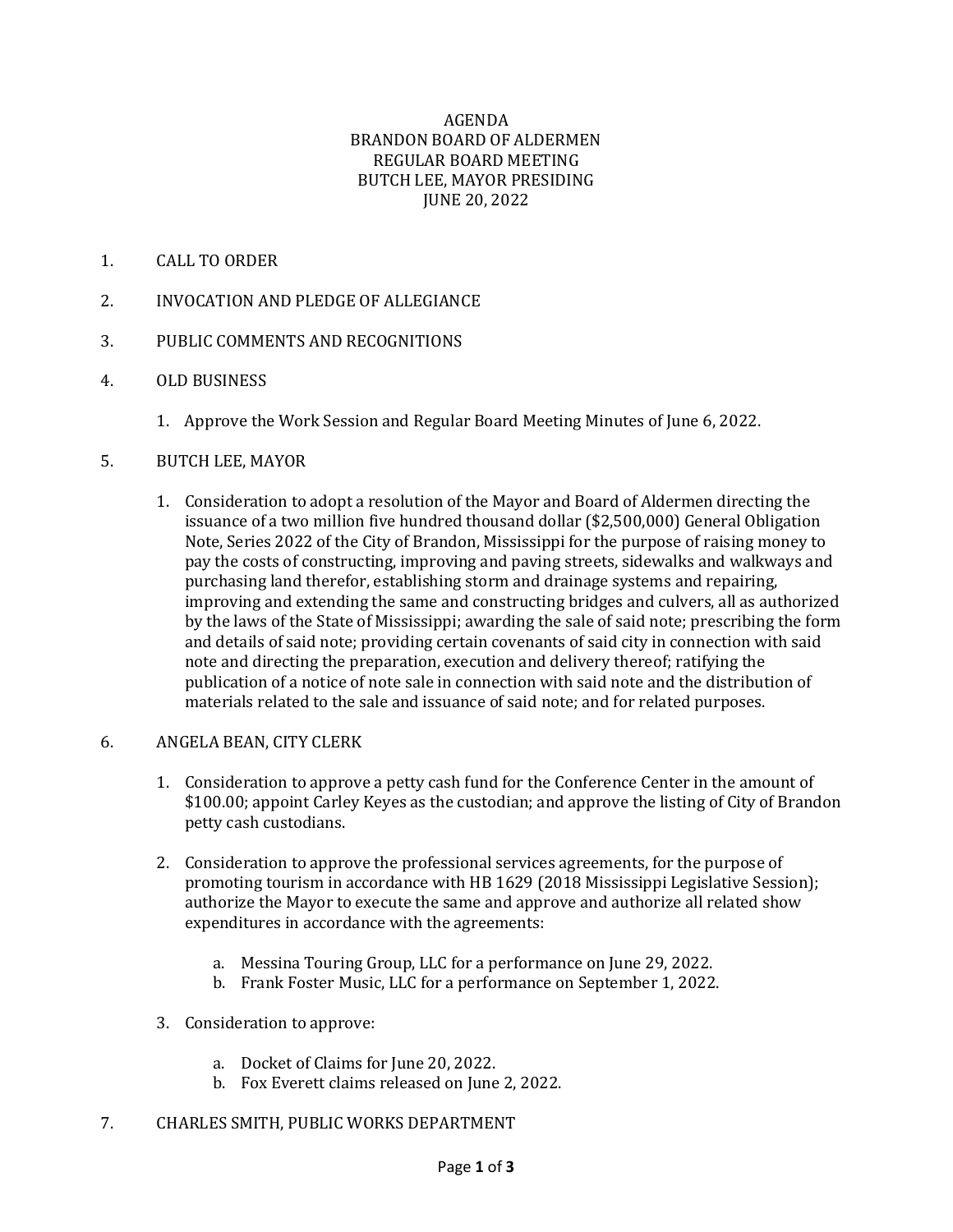# AGENDA
## BRANDON BOARD OF ALDERMEN
## REGULAR BOARD MEETING
## BUTCH LEE, MAYOR PRESIDING
## JUNE 20, 2022

1. CALL TO ORDER

2. INVOCATION AND PLEDGE OF ALLEGIANCE

3. PUBLIC COMMENTS AND RECOGNITIONS

4. OLD BUSINESS

   1. Approve the Work Session and Regular Board Meeting Minutes of June 6, 2022.

5. BUTCH LEE, MAYOR

   1. Consideration to adopt a resolution of the Mayor and Board of Aldermen directing the issuance of a two million five hundred thousand dollar ($2,500,000) General Obligation Note, Series 2022 of the City of Brandon, Mississippi for the purpose of raising money to pay the costs of constructing, improving and paving streets, sidewalks and walkways and purchasing land therefor, establishing storm and drainage systems and repairing, improving and extending the same and constructing bridges and culvers, all as authorized by the laws of the State of Mississippi; awarding the sale of said note; prescribing the form and details of said note; providing certain covenants of said city in connection with said note and directing the preparation, execution and delivery thereof; ratifying the publication of a notice of note sale in connection with said note and the distribution of materials related to the sale and issuance of said note; and for related purposes.

6. ANGELA BEAN, CITY CLERK

   1. Consideration to approve a petty cash fund for the Conference Center in the amount of $100.00; appoint Carley Keyes as the custodian; and approve the listing of City of Brandon petty cash custodians.

   2. Consideration to approve the professional services agreements, for the purpose of promoting tourism in accordance with HB 1629 (2018 Mississippi Legislative Session); authorize the Mayor to execute the same and approve and authorize all related show expenditures in accordance with the agreements:

      a. Messina Touring Group, LLC for a performance on June 29, 2022.
      b. Frank Foster Music, LLC for a performance on September 1, 2022.

   3. Consideration to approve:

      a. Docket of Claims for June 20, 2022.
      b. Fox Everett claims released on June 2, 2022.

7. CHARLES SMITH, PUBLIC WORKS DEPARTMENT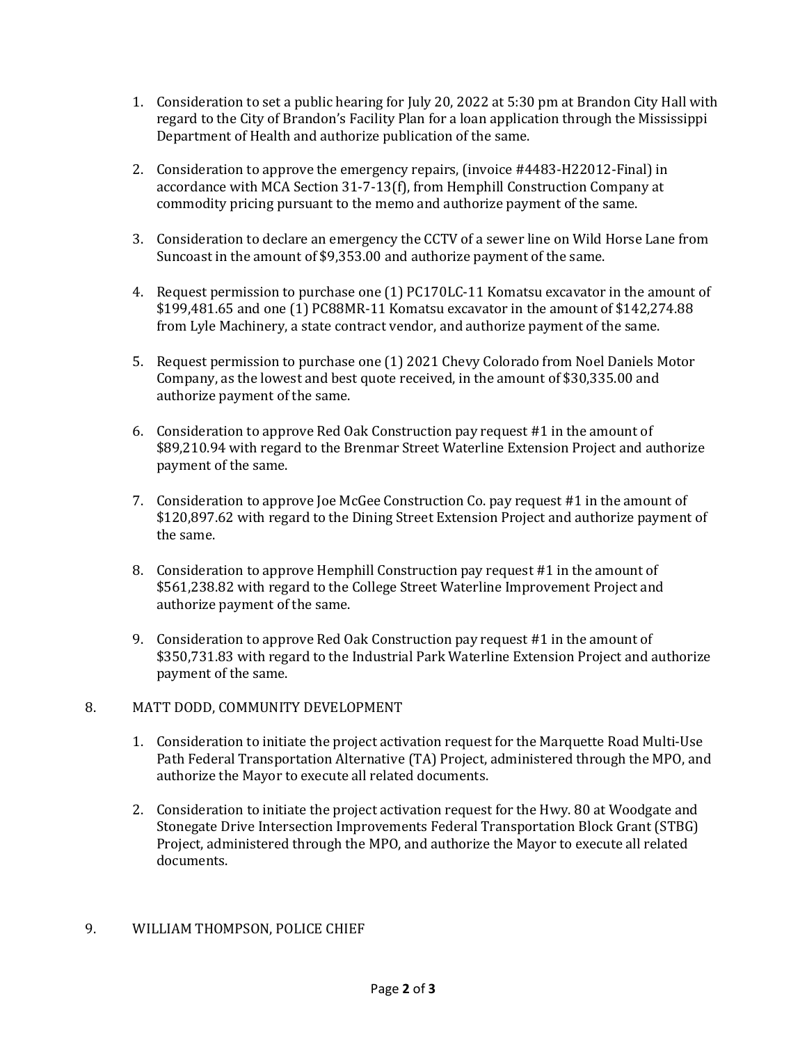1. Consideration to set a public hearing for July 20, 2022 at 5:30 pm at Brandon City Hall with regard to the City of Brandon's Facility Plan for a loan application through the Mississippi Department of Health and authorize publication of the same.

2. Consideration to approve the emergency repairs, (invoice #4483-H22012-Final) in accordance with MCA Section 31-7-13(f), from Hemphill Construction Company at commodity pricing pursuant to the memo and authorize payment of the same.

3. Consideration to declare an emergency the CCTV of a sewer line on Wild Horse Lane from Suncoast in the amount of $9,353.00 and authorize payment of the same.

4. Request permission to purchase one (1) PC170LC-11 Komatsu excavator in the amount of $199,481.65 and one (1) PC88MR-11 Komatsu excavator in the amount of $142,274.88 from Lyle Machinery, a state contract vendor, and authorize payment of the same.

5. Request permission to purchase one (1) 2021 Chevy Colorado from Noel Daniels Motor Company, as the lowest and best quote received, in the amount of $30,335.00 and authorize payment of the same.

6. Consideration to approve Red Oak Construction pay request #1 in the amount of $89,210.94 with regard to the Brenmar Street Waterline Extension Project and authorize payment of the same.

7. Consideration to approve Joe McGee Construction Co. pay request #1 in the amount of $120,897.62 with regard to the Dining Street Extension Project and authorize payment of the same.

8. Consideration to approve Hemphill Construction pay request #1 in the amount of $561,238.82 with regard to the College Street Waterline Improvement Project and authorize payment of the same.

9. Consideration to approve Red Oak Construction pay request #1 in the amount of $350,731.83 with regard to the Industrial Park Waterline Extension Project and authorize payment of the same.

8. MATT DODD, COMMUNITY DEVELOPMENT

    1. Consideration to initiate the project activation request for the Marquette Road Multi-Use Path Federal Transportation Alternative (TA) Project, administered through the MPO, and authorize the Mayor to execute all related documents.

    2. Consideration to initiate the project activation request for the Hwy. 80 at Woodgate and Stonegate Drive Intersection Improvements Federal Transportation Block Grant (STBG) Project, administered through the MPO, and authorize the Mayor to execute all related documents.

9. WILLIAM THOMPSON, POLICE CHIEF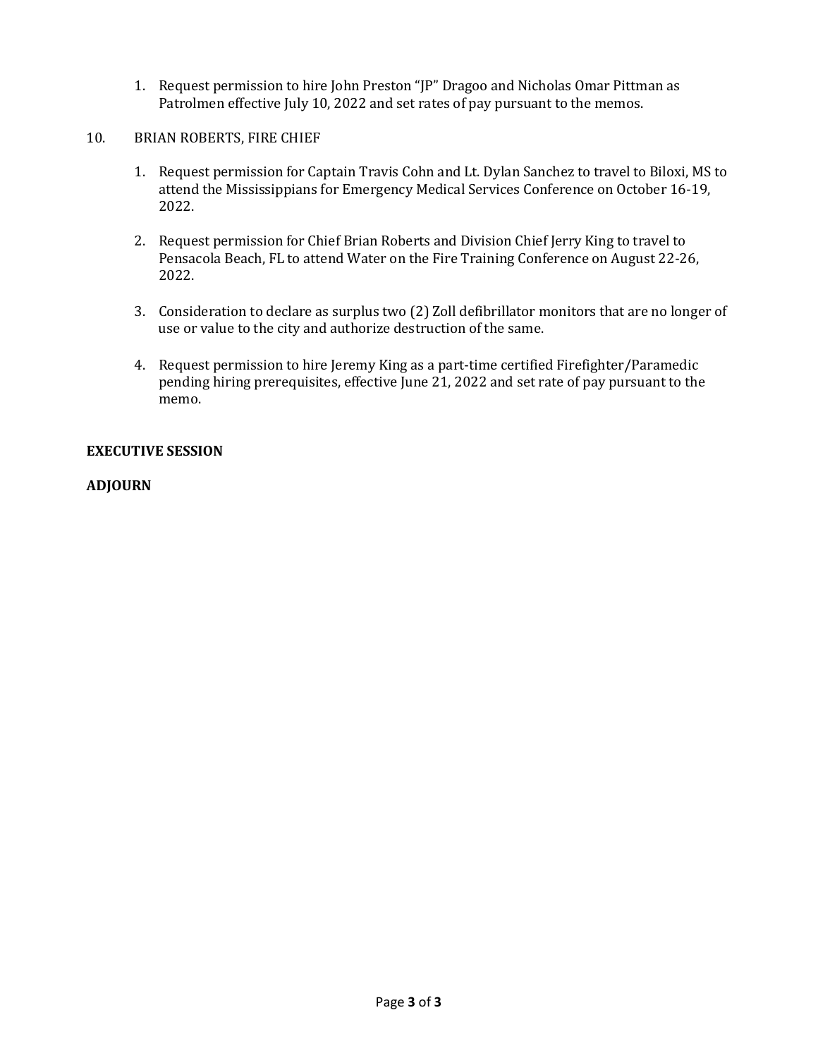1. Request permission to hire John Preston "JP" Dragoo and Nicholas Omar Pittman as Patrolmen effective July 10, 2022 and set rates of pay pursuant to the memos.

10. BRIAN ROBERTS, FIRE CHIEF

    1. Request permission for Captain Travis Cohn and Lt. Dylan Sanchez to travel to Biloxi, MS to attend the Mississippians for Emergency Medical Services Conference on October 16-19, 2022.

    2. Request permission for Chief Brian Roberts and Division Chief Jerry King to travel to Pensacola Beach, FL to attend Water on the Fire Training Conference on August 22-26, 2022.

    3. Consideration to declare as surplus two (2) Zoll defibrillator monitors that are no longer of use or value to the city and authorize destruction of the same.

    4. Request permission to hire Jeremy King as a part-time certified Firefighter/Paramedic pending hiring prerequisites, effective June 21, 2022 and set rate of pay pursuant to the memo.

**EXECUTIVE SESSION**

**ADJOURN**